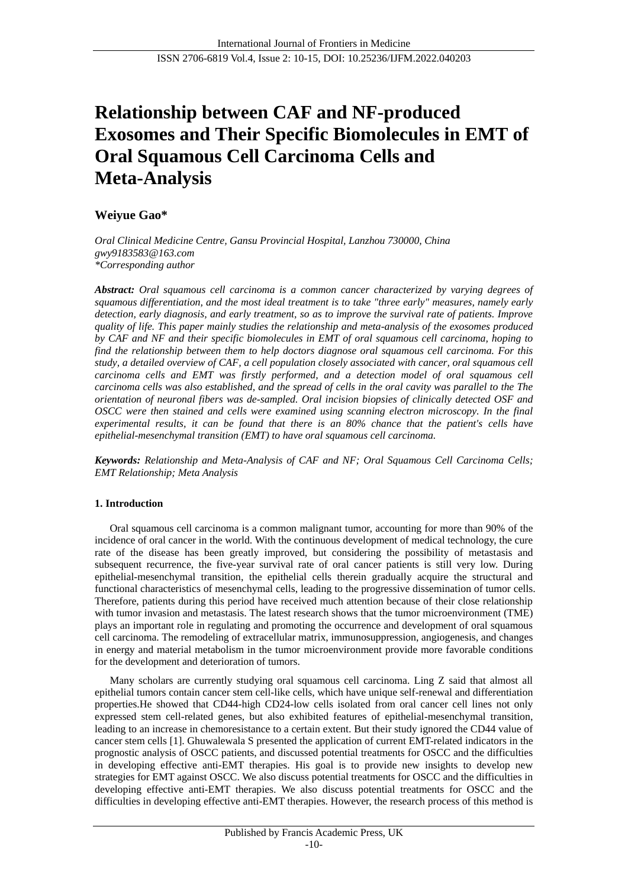# Relationship between CAF and NF-produced Exosomes and Their Specific Biomolecules in EMT of Oral Squamous Cell Carcinoma Cells and Meta-Analysis

**Weiyue Gao***

*Oral Clinical Medicine Centre, Gansu Provincial Hospital, Lanzhou 730000, China*
*gwy9183583@163.com*
*\*Corresponding author*

***Abstract:*** *Oral squamous cell carcinoma is a common cancer characterized by varying degrees of squamous differentiation, and the most ideal treatment is to take "three early" measures, namely early detection, early diagnosis, and early treatment, so as to improve the survival rate of patients. Improve quality of life. This paper mainly studies the relationship and meta-analysis of the exosomes produced by CAF and NF and their specific biomolecules in EMT of oral squamous cell carcinoma, hoping to find the relationship between them to help doctors diagnose oral squamous cell carcinoma. For this study, a detailed overview of CAF, a cell population closely associated with cancer, oral squamous cell carcinoma cells and EMT was firstly performed, and a detection model of oral squamous cell carcinoma cells was also established, and the spread of cells in the oral cavity was parallel to the The orientation of neuronal fibers was de-sampled. Oral incision biopsies of clinically detected OSF and OSCC were then stained and cells were examined using scanning electron microscopy. In the final experimental results, it can be found that there is an 80% chance that the patient's cells have epithelial-mesenchymal transition (EMT) to have oral squamous cell carcinoma.*

***Keywords:*** *Relationship and Meta-Analysis of CAF and NF; Oral Squamous Cell Carcinoma Cells; EMT Relationship; Meta Analysis*

## 1. Introduction

Oral squamous cell carcinoma is a common malignant tumor, accounting for more than 90% of the incidence of oral cancer in the world. With the continuous development of medical technology, the cure rate of the disease has been greatly improved, but considering the possibility of metastasis and subsequent recurrence, the five-year survival rate of oral cancer patients is still very low. During epithelial-mesenchymal transition, the epithelial cells therein gradually acquire the structural and functional characteristics of mesenchymal cells, leading to the progressive dissemination of tumor cells. Therefore, patients during this period have received much attention because of their close relationship with tumor invasion and metastasis. The latest research shows that the tumor microenvironment (TME) plays an important role in regulating and promoting the occurrence and development of oral squamous cell carcinoma. The remodeling of extracellular matrix, immunosuppression, angiogenesis, and changes in energy and material metabolism in the tumor microenvironment provide more favorable conditions for the development and deterioration of tumors.

Many scholars are currently studying oral squamous cell carcinoma. Ling Z said that almost all epithelial tumors contain cancer stem cell-like cells, which have unique self-renewal and differentiation properties.He showed that CD44-high CD24-low cells isolated from oral cancer cell lines not only expressed stem cell-related genes, but also exhibited features of epithelial-mesenchymal transition, leading to an increase in chemoresistance to a certain extent. But their study ignored the CD44 value of cancer stem cells [1]. Ghuwalewala S presented the application of current EMT-related indicators in the prognostic analysis of OSCC patients, and discussed potential treatments for OSCC and the difficulties in developing effective anti-EMT therapies. His goal is to provide new insights to develop new strategies for EMT against OSCC. We also discuss potential treatments for OSCC and the difficulties in developing effective anti-EMT therapies. We also discuss potential treatments for OSCC and the difficulties in developing effective anti-EMT therapies. However, the research process of this method is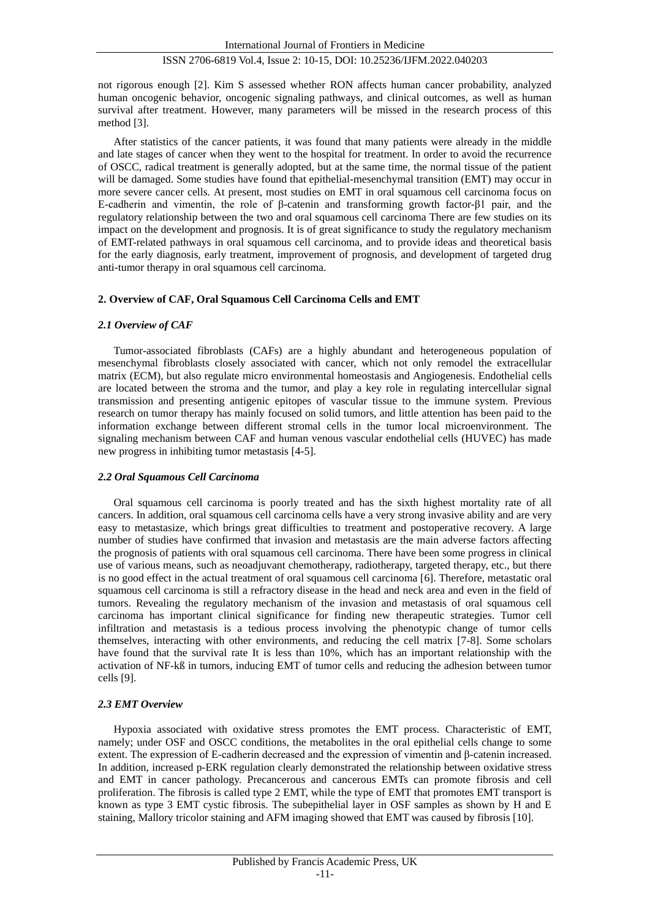not rigorous enough [2]. Kim S assessed whether RON affects human cancer probability, analyzed human oncogenic behavior, oncogenic signaling pathways, and clinical outcomes, as well as human survival after treatment. However, many parameters will be missed in the research process of this method [3].

After statistics of the cancer patients, it was found that many patients were already in the middle and late stages of cancer when they went to the hospital for treatment. In order to avoid the recurrence of OSCC, radical treatment is generally adopted, but at the same time, the normal tissue of the patient will be damaged. Some studies have found that epithelial-mesenchymal transition (EMT) may occur in more severe cancer cells. At present, most studies on EMT in oral squamous cell carcinoma focus on E-cadherin and vimentin, the role of β-catenin and transforming growth factor-β1 pair, and the regulatory relationship between the two and oral squamous cell carcinoma There are few studies on its impact on the development and prognosis. It is of great significance to study the regulatory mechanism of EMT-related pathways in oral squamous cell carcinoma, and to provide ideas and theoretical basis for the early diagnosis, early treatment, improvement of prognosis, and development of targeted drug anti-tumor therapy in oral squamous cell carcinoma.

## 2. Overview of CAF, Oral Squamous Cell Carcinoma Cells and EMT

### *2.1 Overview of CAF*

Tumor-associated fibroblasts (CAFs) are a highly abundant and heterogeneous population of mesenchymal fibroblasts closely associated with cancer, which not only remodel the extracellular matrix (ECM), but also regulate micro environmental homeostasis and Angiogenesis. Endothelial cells are located between the stroma and the tumor, and play a key role in regulating intercellular signal transmission and presenting antigenic epitopes of vascular tissue to the immune system. Previous research on tumor therapy has mainly focused on solid tumors, and little attention has been paid to the information exchange between different stromal cells in the tumor local microenvironment. The signaling mechanism between CAF and human venous vascular endothelial cells (HUVEC) has made new progress in inhibiting tumor metastasis [4-5].

### *2.2 Oral Squamous Cell Carcinoma*

Oral squamous cell carcinoma is poorly treated and has the sixth highest mortality rate of all cancers. In addition, oral squamous cell carcinoma cells have a very strong invasive ability and are very easy to metastasize, which brings great difficulties to treatment and postoperative recovery. A large number of studies have confirmed that invasion and metastasis are the main adverse factors affecting the prognosis of patients with oral squamous cell carcinoma. There have been some progress in clinical use of various means, such as neoadjuvant chemotherapy, radiotherapy, targeted therapy, etc., but there is no good effect in the actual treatment of oral squamous cell carcinoma [6]. Therefore, metastatic oral squamous cell carcinoma is still a refractory disease in the head and neck area and even in the field of tumors. Revealing the regulatory mechanism of the invasion and metastasis of oral squamous cell carcinoma has important clinical significance for finding new therapeutic strategies. Tumor cell infiltration and metastasis is a tedious process involving the phenotypic change of tumor cells themselves, interacting with other environments, and reducing the cell matrix [7-8]. Some scholars have found that the survival rate It is less than 10%, which has an important relationship with the activation of NF-kß in tumors, inducing EMT of tumor cells and reducing the adhesion between tumor cells [9].

### *2.3 EMT Overview*

Hypoxia associated with oxidative stress promotes the EMT process. Characteristic of EMT, namely; under OSF and OSCC conditions, the metabolites in the oral epithelial cells change to some extent. The expression of E-cadherin decreased and the expression of vimentin and β-catenin increased. In addition, increased p-ERK regulation clearly demonstrated the relationship between oxidative stress and EMT in cancer pathology. Precancerous and cancerous EMTs can promote fibrosis and cell proliferation. The fibrosis is called type 2 EMT, while the type of EMT that promotes EMT transport is known as type 3 EMT cystic fibrosis. The subepithelial layer in OSF samples as shown by H and E staining, Mallory tricolor staining and AFM imaging showed that EMT was caused by fibrosis [10].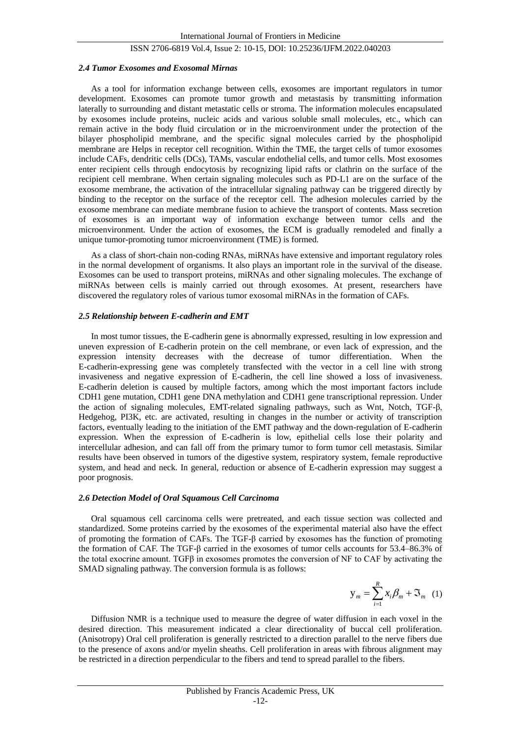### *2.4 Tumor Exosomes and Exosomal Mirnas*

As a tool for information exchange between cells, exosomes are important regulators in tumor development. Exosomes can promote tumor growth and metastasis by transmitting information laterally to surrounding and distant metastatic cells or stroma. The information molecules encapsulated by exosomes include proteins, nucleic acids and various soluble small molecules, etc., which can remain active in the body fluid circulation or in the microenvironment under the protection of the bilayer phospholipid membrane, and the specific signal molecules carried by the phospholipid membrane are Helps in receptor cell recognition. Within the TME, the target cells of tumor exosomes include CAFs, dendritic cells (DCs), TAMs, vascular endothelial cells, and tumor cells. Most exosomes enter recipient cells through endocytosis by recognizing lipid rafts or clathrin on the surface of the recipient cell membrane. When certain signaling molecules such as PD-L1 are on the surface of the exosome membrane, the activation of the intracellular signaling pathway can be triggered directly by binding to the receptor on the surface of the receptor cell. The adhesion molecules carried by the exosome membrane can mediate membrane fusion to achieve the transport of contents. Mass secretion of exosomes is an important way of information exchange between tumor cells and the microenvironment. Under the action of exosomes, the ECM is gradually remodeled and finally a unique tumor-promoting tumor microenvironment (TME) is formed.

As a class of short-chain non-coding RNAs, miRNAs have extensive and important regulatory roles in the normal development of organisms. It also plays an important role in the survival of the disease. Exosomes can be used to transport proteins, miRNAs and other signaling molecules. The exchange of miRNAs between cells is mainly carried out through exosomes. At present, researchers have discovered the regulatory roles of various tumor exosomal miRNAs in the formation of CAFs.

### *2.5 Relationship between E-cadherin and EMT*

In most tumor tissues, the E-cadherin gene is abnormally expressed, resulting in low expression and uneven expression of E-cadherin protein on the cell membrane, or even lack of expression, and the expression intensity decreases with the decrease of tumor differentiation. When the E-cadherin-expressing gene was completely transfected with the vector in a cell line with strong invasiveness and negative expression of E-cadherin, the cell line showed a loss of invasiveness. E-cadherin deletion is caused by multiple factors, among which the most important factors include CDH1 gene mutation, CDH1 gene DNA methylation and CDH1 gene transcriptional repression. Under the action of signaling molecules, EMT-related signaling pathways, such as Wnt, Notch, TGF-β, Hedgehog, PI3K, etc. are activated, resulting in changes in the number or activity of transcription factors, eventually leading to the initiation of the EMT pathway and the down-regulation of E-cadherin expression. When the expression of E-cadherin is low, epithelial cells lose their polarity and intercellular adhesion, and can fall off from the primary tumor to form tumor cell metastasis. Similar results have been observed in tumors of the digestive system, respiratory system, female reproductive system, and head and neck. In general, reduction or absence of E-cadherin expression may suggest a poor prognosis.

### *2.6 Detection Model of Oral Squamous Cell Carcinoma*

Oral squamous cell carcinoma cells were pretreated, and each tissue section was collected and standardized. Some proteins carried by the exosomes of the experimental material also have the effect of promoting the formation of CAFs. The TGF-β carried by exosomes has the function of promoting the formation of CAF. The TGF-β carried in the exosomes of tumor cells accounts for 53.4–86.3% of the total exocrine amount. TGFβ in exosomes promotes the conversion of NF to CAF by activating the SMAD signaling pathway. The conversion formula is as follows:

$$y_m = \sum_{i=1}^{R} x_i \beta_m + \Im_m \quad (1)$$

Diffusion NMR is a technique used to measure the degree of water diffusion in each voxel in the desired direction. This measurement indicated a clear directionality of buccal cell proliferation. (Anisotropy) Oral cell proliferation is generally restricted to a direction parallel to the nerve fibers due to the presence of axons and/or myelin sheaths. Cell proliferation in areas with fibrous alignment may be restricted in a direction perpendicular to the fibers and tend to spread parallel to the fibers.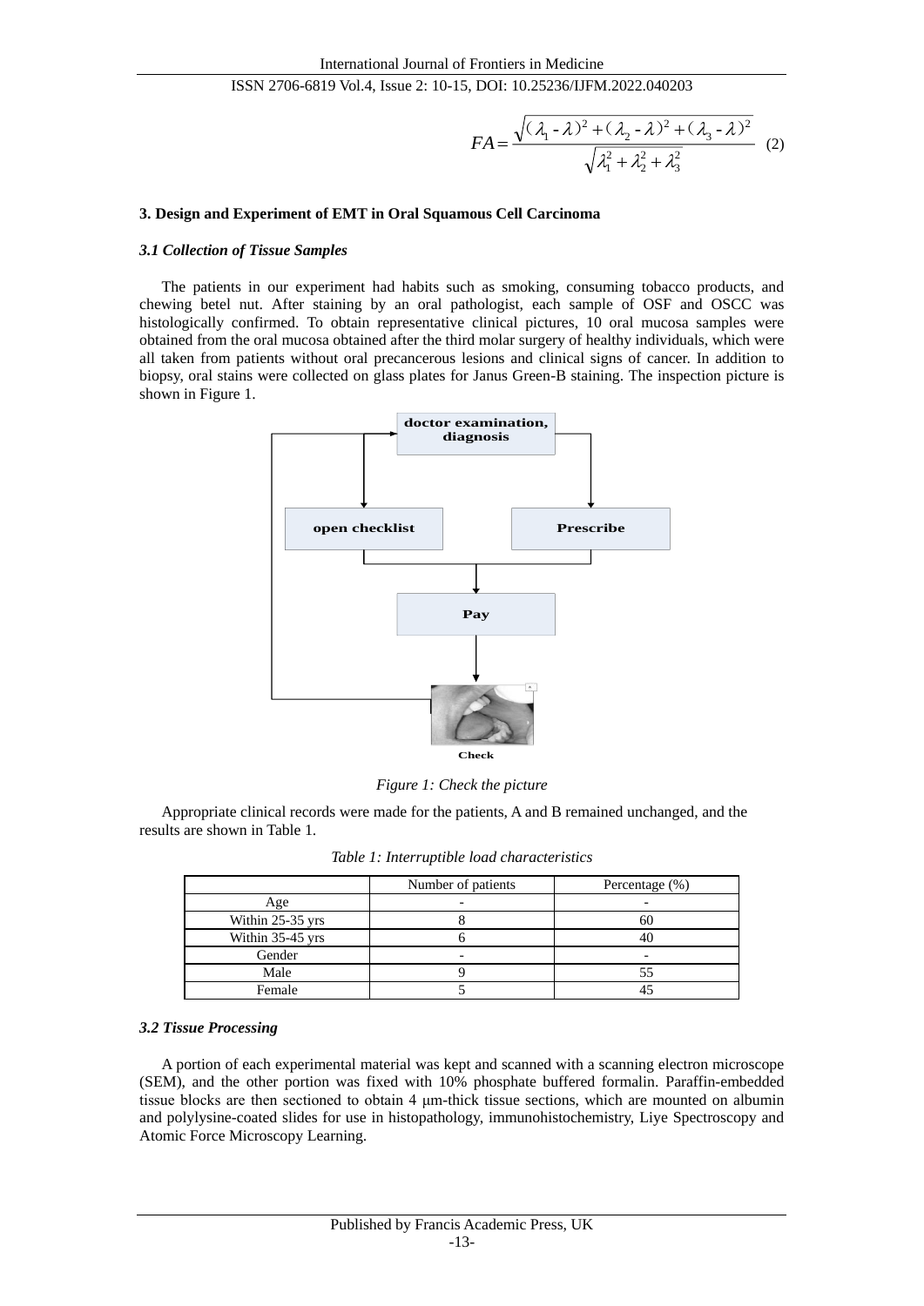$$FA = \frac{\sqrt{(\lambda_1 - \lambda)^2 + (\lambda_2 - \lambda)^2 + (\lambda_3 - \lambda)^2}}{\sqrt{\lambda_1^2 + \lambda_2^2 + \lambda_3^2}} \quad (2)$$

### 3. Design and Experiment of EMT in Oral Squamous Cell Carcinoma

#### *3.1 Collection of Tissue Samples*

The patients in our experiment had habits such as smoking, consuming tobacco products, and chewing betel nut. After staining by an oral pathologist, each sample of OSF and OSCC was histologically confirmed. To obtain representative clinical pictures, 10 oral mucosa samples were obtained from the oral mucosa obtained after the third molar surgery of healthy individuals, which were all taken from patients without oral precancerous lesions and clinical signs of cancer. In addition to biopsy, oral stains were collected on glass plates for Janus Green-B staining. The inspection picture is shown in Figure 1.

doctor examination, diagnosis

open checklist

Prescribe

Pay

Check

*Figure 1: Check the picture*

Appropriate clinical records were made for the patients, A and B remained unchanged, and the results are shown in Table 1.

*Table 1: Interruptible load characteristics*

| | Number of patients | Percentage (%) |
|---|---|---|
| Age | - | - |
| Within 25-35 yrs | 8 | 60 |
| Within 35-45 yrs | 6 | 40 |
| Gender | - | - |
| Male | 9 | 55 |
| Female | 5 | 45 |

#### *3.2 Tissue Processing*

A portion of each experimental material was kept and scanned with a scanning electron microscope (SEM), and the other portion was fixed with 10% phosphate buffered formalin. Paraffin-embedded tissue blocks are then sectioned to obtain 4 μm-thick tissue sections, which are mounted on albumin and polylysine-coated slides for use in histopathology, immunohistochemistry, Liye Spectroscopy and Atomic Force Microscopy Learning.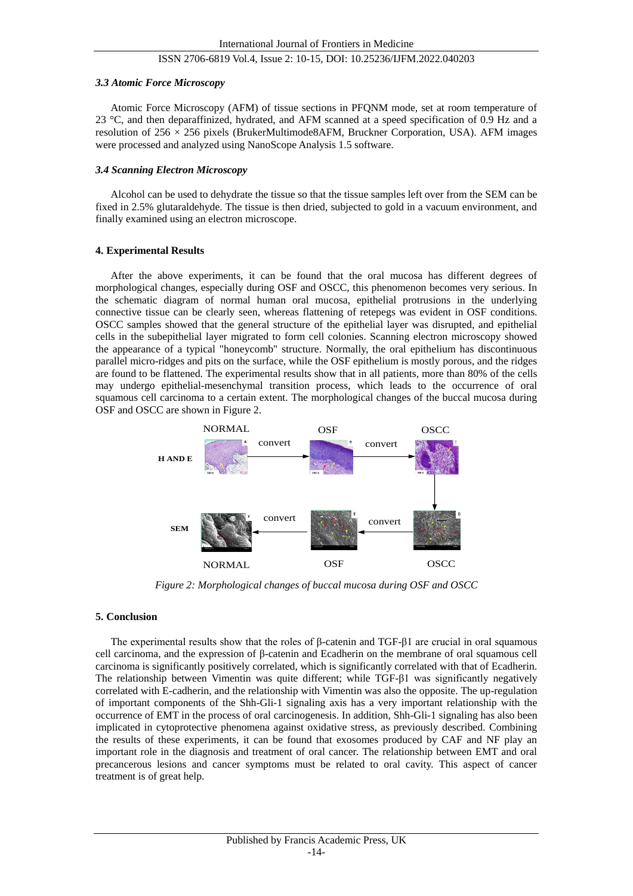### *3.3 Atomic Force Microscopy*

Atomic Force Microscopy (AFM) of tissue sections in PFQNM mode, set at room temperature of 23 °C, and then deparaffinized, hydrated, and AFM scanned at a speed specification of 0.9 Hz and a resolution of 256 × 256 pixels (BrukerMultimode8AFM, Bruckner Corporation, USA). AFM images were processed and analyzed using NanoScope Analysis 1.5 software.

### *3.4 Scanning Electron Microscopy*

Alcohol can be used to dehydrate the tissue so that the tissue samples left over from the SEM can be fixed in 2.5% glutaraldehyde. The tissue is then dried, subjected to gold in a vacuum environment, and finally examined using an electron microscope.

## 4. Experimental Results

After the above experiments, it can be found that the oral mucosa has different degrees of morphological changes, especially during OSF and OSCC, this phenomenon becomes very serious. In the schematic diagram of normal human oral mucosa, epithelial protrusions in the underlying connective tissue can be clearly seen, whereas flattening of retepegs was evident in OSF conditions. OSCC samples showed that the general structure of the epithelial layer was disrupted, and epithelial cells in the subepithelial layer migrated to form cell colonies. Scanning electron microscopy showed the appearance of a typical "honeycomb" structure. Normally, the oral epithelium has discontinuous parallel micro-ridges and pits on the surface, while the OSF epithelium is mostly porous, and the ridges are found to be flattened. The experimental results show that in all patients, more than 80% of the cells may undergo epithelial-mesenchymal transition process, which leads to the occurrence of oral squamous cell carcinoma to a certain extent. The morphological changes of the buccal mucosa during OSF and OSCC are shown in Figure 2.

*Figure 2: Morphological changes of buccal mucosa during OSF and OSCC*

## 5. Conclusion

The experimental results show that the roles of β-catenin and TGF-β1 are crucial in oral squamous cell carcinoma, and the expression of β-catenin and Ecadherin on the membrane of oral squamous cell carcinoma is significantly positively correlated, which is significantly correlated with that of Ecadherin. The relationship between Vimentin was quite different; while TGF-β1 was significantly negatively correlated with E-cadherin, and the relationship with Vimentin was also the opposite. The up-regulation of important components of the Shh-Gli-1 signaling axis has a very important relationship with the occurrence of EMT in the process of oral carcinogenesis. In addition, Shh-Gli-1 signaling has also been implicated in cytoprotective phenomena against oxidative stress, as previously described. Combining the results of these experiments, it can be found that exosomes produced by CAF and NF play an important role in the diagnosis and treatment of oral cancer. The relationship between EMT and oral precancerous lesions and cancer symptoms must be related to oral cavity. This aspect of cancer treatment is of great help.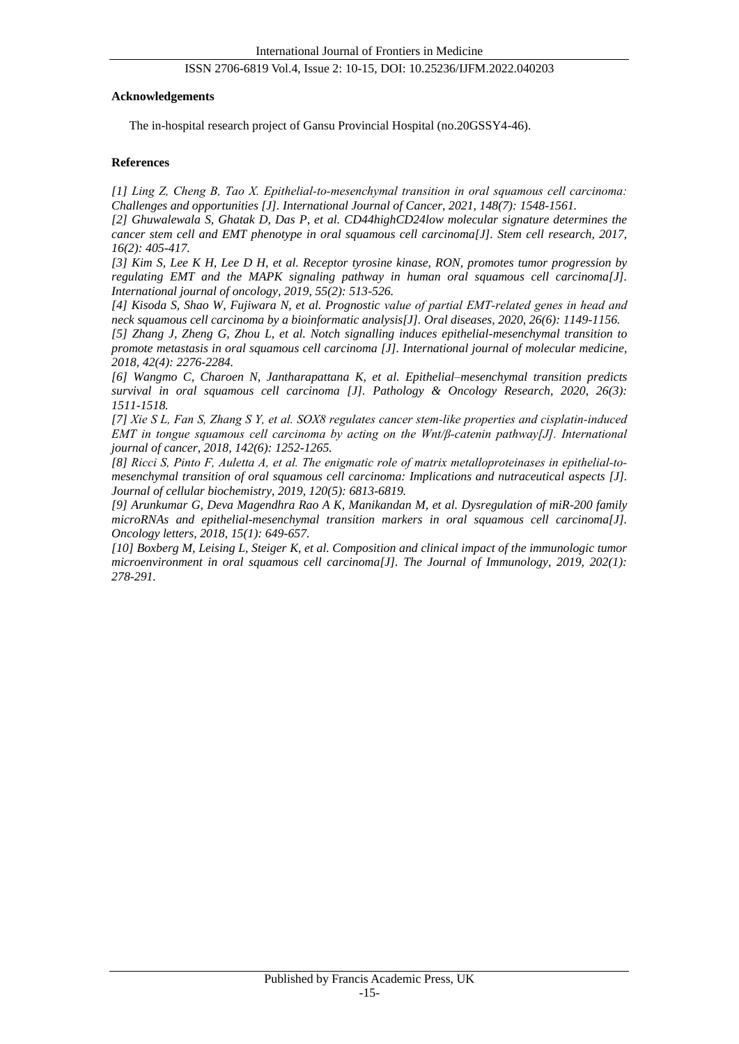### Acknowledgements

The in-hospital research project of Gansu Provincial Hospital (no.20GSSY4-46).

### References

*[1] Ling Z, Cheng B, Tao X. Epithelial-to-mesenchymal transition in oral squamous cell carcinoma: Challenges and opportunities [J]. International Journal of Cancer, 2021, 148(7): 1548-1561.*

*[2] Ghuwalewala S, Ghatak D, Das P, et al. CD44highCD24low molecular signature determines the cancer stem cell and EMT phenotype in oral squamous cell carcinoma[J]. Stem cell research, 2017, 16(2): 405-417.*

*[3] Kim S, Lee K H, Lee D H, et al. Receptor tyrosine kinase, RON, promotes tumor progression by regulating EMT and the MAPK signaling pathway in human oral squamous cell carcinoma[J]. International journal of oncology, 2019, 55(2): 513-526.*

*[4] Kisoda S, Shao W, Fujiwara N, et al. Prognostic value of partial EMT-related genes in head and neck squamous cell carcinoma by a bioinformatic analysis[J]. Oral diseases, 2020, 26(6): 1149-1156.*

*[5] Zhang J, Zheng G, Zhou L, et al. Notch signalling induces epithelial-mesenchymal transition to promote metastasis in oral squamous cell carcinoma [J]. International journal of molecular medicine, 2018, 42(4): 2276-2284.*

*[6] Wangmo C, Charoen N, Jantharapattana K, et al. Epithelial–mesenchymal transition predicts survival in oral squamous cell carcinoma [J]. Pathology & Oncology Research, 2020, 26(3): 1511-1518.*

*[7] Xie S L, Fan S, Zhang S Y, et al. SOX8 regulates cancer stem-like properties and cisplatin-induced EMT in tongue squamous cell carcinoma by acting on the Wnt/β-catenin pathway[J]. International journal of cancer, 2018, 142(6): 1252-1265.*

*[8] Ricci S, Pinto F, Auletta A, et al. The enigmatic role of matrix metalloproteinases in epithelial-to-mesenchymal transition of oral squamous cell carcinoma: Implications and nutraceutical aspects [J]. Journal of cellular biochemistry, 2019, 120(5): 6813-6819.*

*[9] Arunkumar G, Deva Magendhra Rao A K, Manikandan M, et al. Dysregulation of miR-200 family microRNAs and epithelial-mesenchymal transition markers in oral squamous cell carcinoma[J]. Oncology letters, 2018, 15(1): 649-657.*

*[10] Boxberg M, Leising L, Steiger K, et al. Composition and clinical impact of the immunologic tumor microenvironment in oral squamous cell carcinoma[J]. The Journal of Immunology, 2019, 202(1): 278-291.*